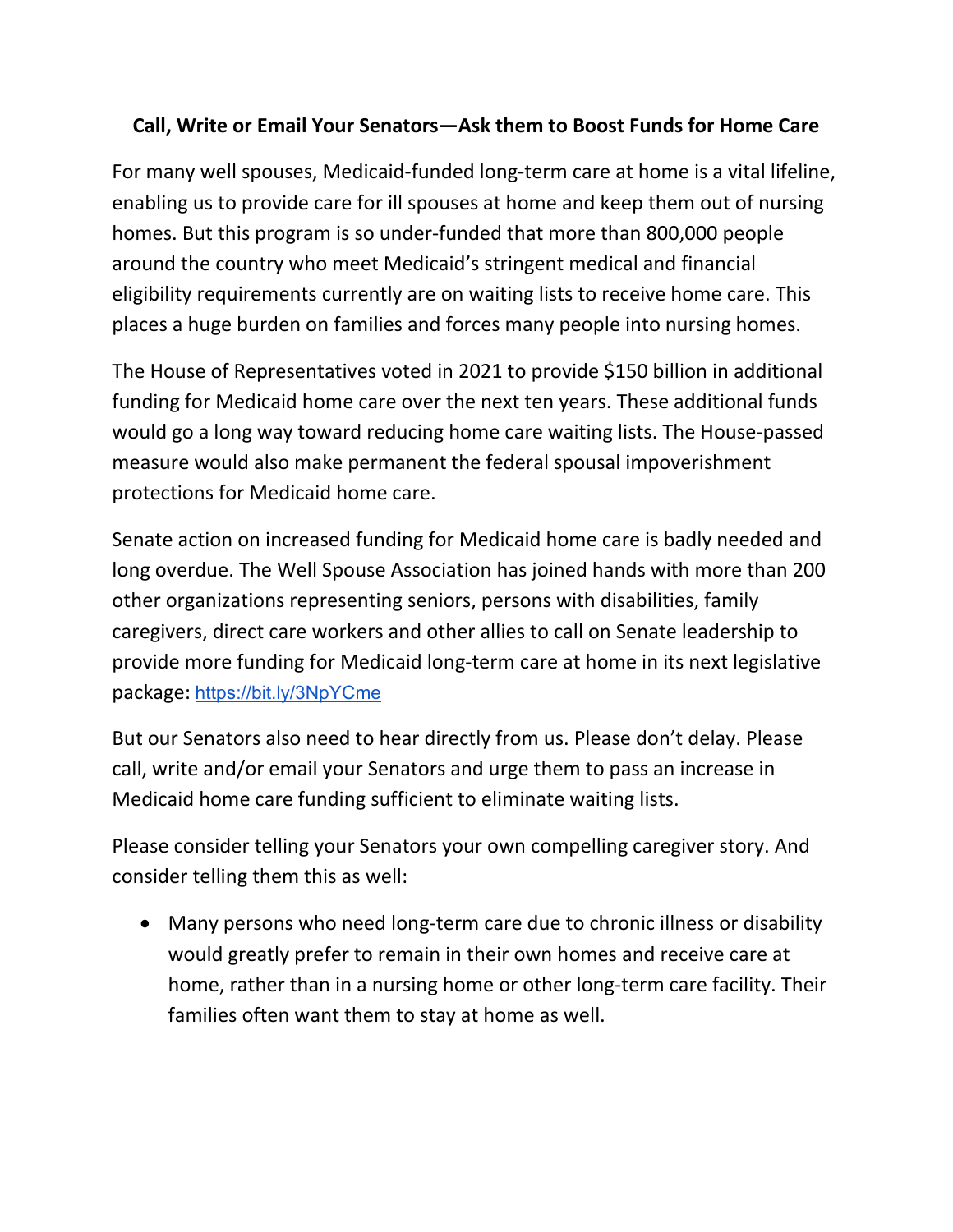**Call, Write or Email Your Senators—Ask them to Boost Funds for Home Care**

For many well spouses, Medicaid-funded long-term care at home is a vital lifeline, enabling us to provide care for ill spouses at home and keep them out of nursing homes. But this program is so under-funded that more than 800,000 people around the country who meet Medicaid's stringent medical and financial eligibility requirements currently are on waiting lists to receive home care. This places a huge burden on families and forces many people into nursing homes.

The House of Representatives voted in 2021 to provide $150 billion in additional funding for Medicaid home care over the next ten years. These additional funds would go a long way toward reducing home care waiting lists. The House-passed measure would also make permanent the federal spousal impoverishment protections for Medicaid home care.

Senate action on increased funding for Medicaid home care is badly needed and long overdue. The Well Spouse Association has joined hands with more than 200 other organizations representing seniors, persons with disabilities, family caregivers, direct care workers and other allies to call on Senate leadership to provide more funding for Medicaid long-term care at home in its next legislative package: https://bit.ly/3NpYCme

But our Senators also need to hear directly from us. Please don't delay. Please call, write and/or email your Senators and urge them to pass an increase in Medicaid home care funding sufficient to eliminate waiting lists.

Please consider telling your Senators your own compelling caregiver story. And consider telling them this as well:

- Many persons who need long-term care due to chronic illness or disability would greatly prefer to remain in their own homes and receive care at home, rather than in a nursing home or other long-term care facility. Their families often want them to stay at home as well.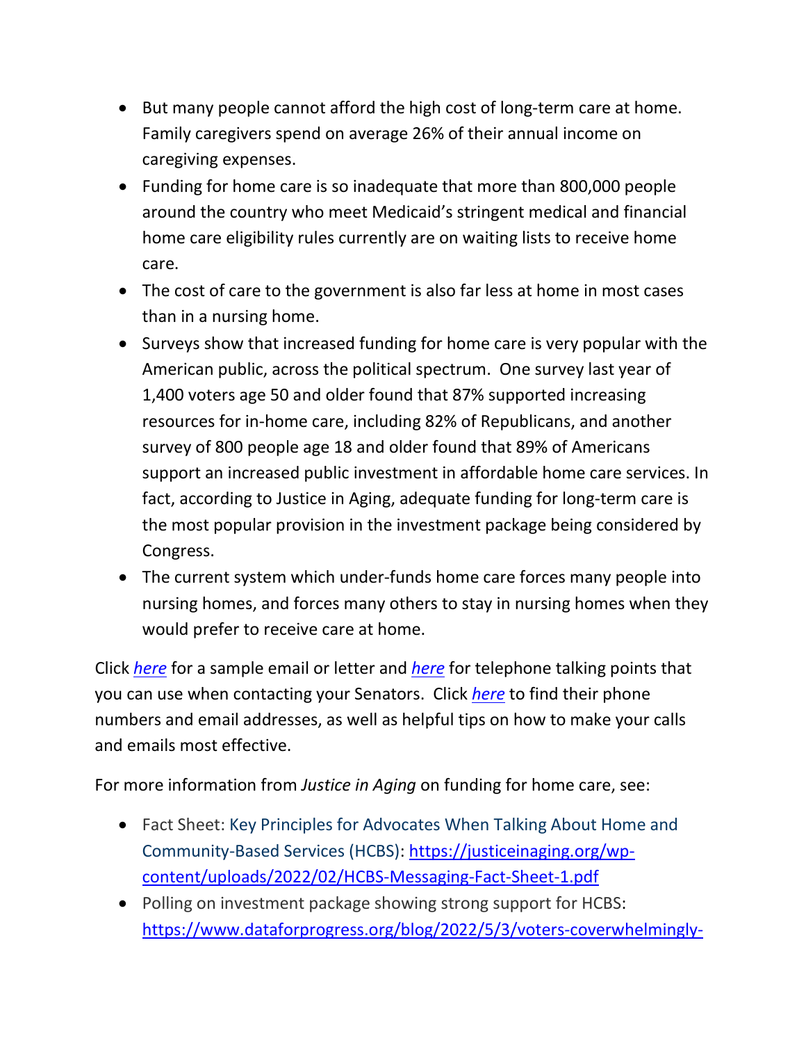- But many people cannot afford the high cost of long-term care at home. Family caregivers spend on average 26% of their annual income on caregiving expenses.
- Funding for home care is so inadequate that more than 800,000 people around the country who meet Medicaid's stringent medical and financial home care eligibility rules currently are on waiting lists to receive home care.
- The cost of care to the government is also far less at home in most cases than in a nursing home.
- Surveys show that increased funding for home care is very popular with the American public, across the political spectrum. One survey last year of 1,400 voters age 50 and older found that 87% supported increasing resources for in-home care, including 82% of Republicans, and another survey of 800 people age 18 and older found that 89% of Americans support an increased public investment in affordable home care services. In fact, according to Justice in Aging, adequate funding for long-term care is the most popular provision in the investment package being considered by Congress.
- The current system which under-funds home care forces many people into nursing homes, and forces many others to stay in nursing homes when they would prefer to receive care at home.

Click *here* for a sample email or letter and *here* for telephone talking points that you can use when contacting your Senators. Click *here* to find their phone numbers and email addresses, as well as helpful tips on how to make your calls and emails most effective.

For more information from *Justice in Aging* on funding for home care, see:

- Fact Sheet: Key Principles for Advocates When Talking About Home and Community-Based Services (HCBS): https://justiceinaging.org/wp-content/uploads/2022/02/HCBS-Messaging-Fact-Sheet-1.pdf
- Polling on investment package showing strong support for HCBS: https://www.dataforprogress.org/blog/2022/5/3/voters-coverwhelmingly-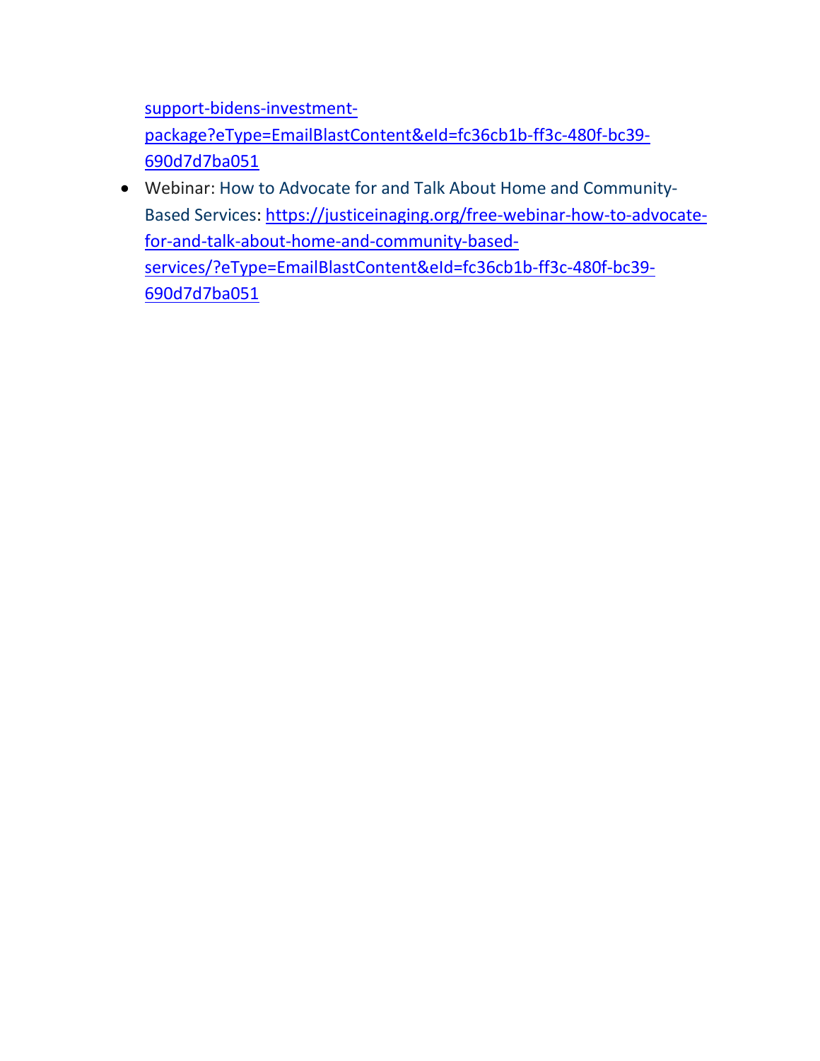support-bidens-investment-package?eType=EmailBlastContent&eId=fc36cb1b-ff3c-480f-bc39-690d7d7ba051

- Webinar: How to Advocate for and Talk About Home and Community-Based Services: https://justiceinaging.org/free-webinar-how-to-advocate-for-and-talk-about-home-and-community-based-services/?eType=EmailBlastContent&eId=fc36cb1b-ff3c-480f-bc39-690d7d7ba051